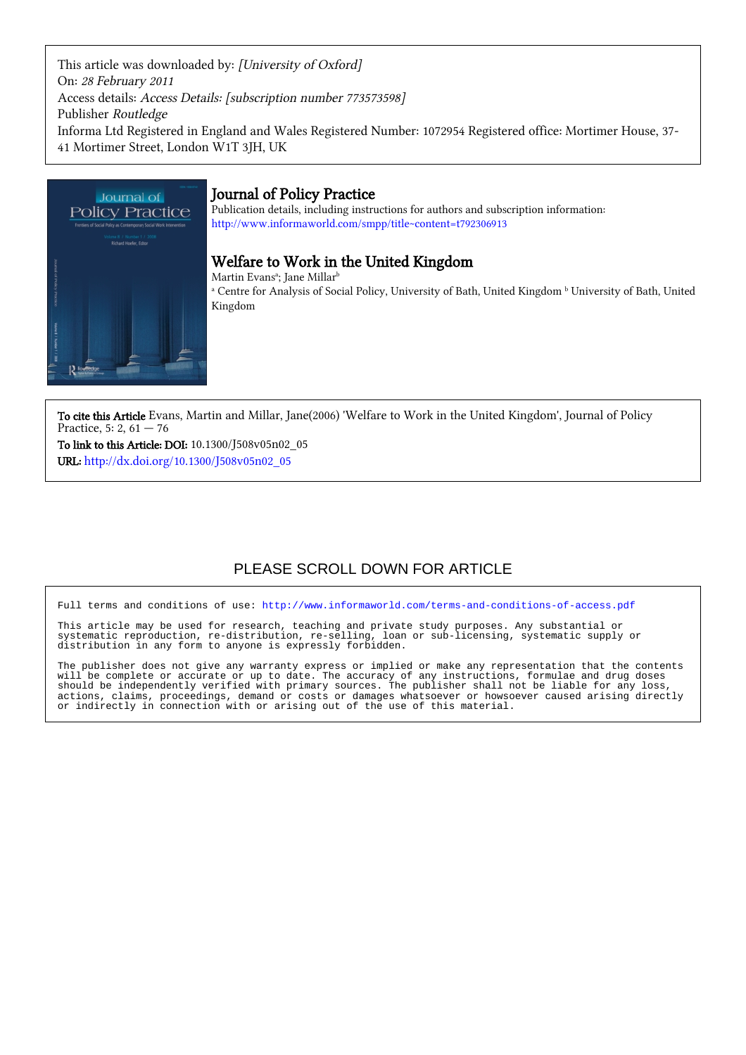This article was downloaded by: *[University of Oxford]*
On: *28 February 2011*
Access details: *Access Details: [subscription number 773573598]*
Publisher *Routledge*
Informa Ltd Registered in England and Wales Registered Number: 1072954 Registered office: Mortimer House, 37-41 Mortimer Street, London W1T 3JH, UK

# Journal of Policy Practice

Publication details, including instructions for authors and subscription information:
http://www.informaworld.com/smpp/title~content=t792306913

## Welfare to Work in the United Kingdom

Martin Evans[a]; Jane Millar[b]

[a] Centre for Analysis of Social Policy, University of Bath, United Kingdom [b] University of Bath, United Kingdom

**To cite this Article** Evans, Martin and Millar, Jane(2006) 'Welfare to Work in the United Kingdom', Journal of Policy Practice, 5: 2, 61 — 76

**To link to this Article: DOI:** 10.1300/J508v05n02_05

**URL:** http://dx.doi.org/10.1300/J508v05n02_05

PLEASE SCROLL DOWN FOR ARTICLE

Full terms and conditions of use: http://www.informaworld.com/terms-and-conditions-of-access.pdf

This article may be used for research, teaching and private study purposes. Any substantial or systematic reproduction, re-distribution, re-selling, loan or sub-licensing, systematic supply or distribution in any form to anyone is expressly forbidden.

The publisher does not give any warranty express or implied or make any representation that the contents will be complete or accurate or up to date. The accuracy of any instructions, formulae and drug doses should be independently verified with primary sources. The publisher shall not be liable for any loss, actions, claims, proceedings, demand or costs or damages whatsoever or howsoever caused arising directly or indirectly in connection with or arising out of the use of this material.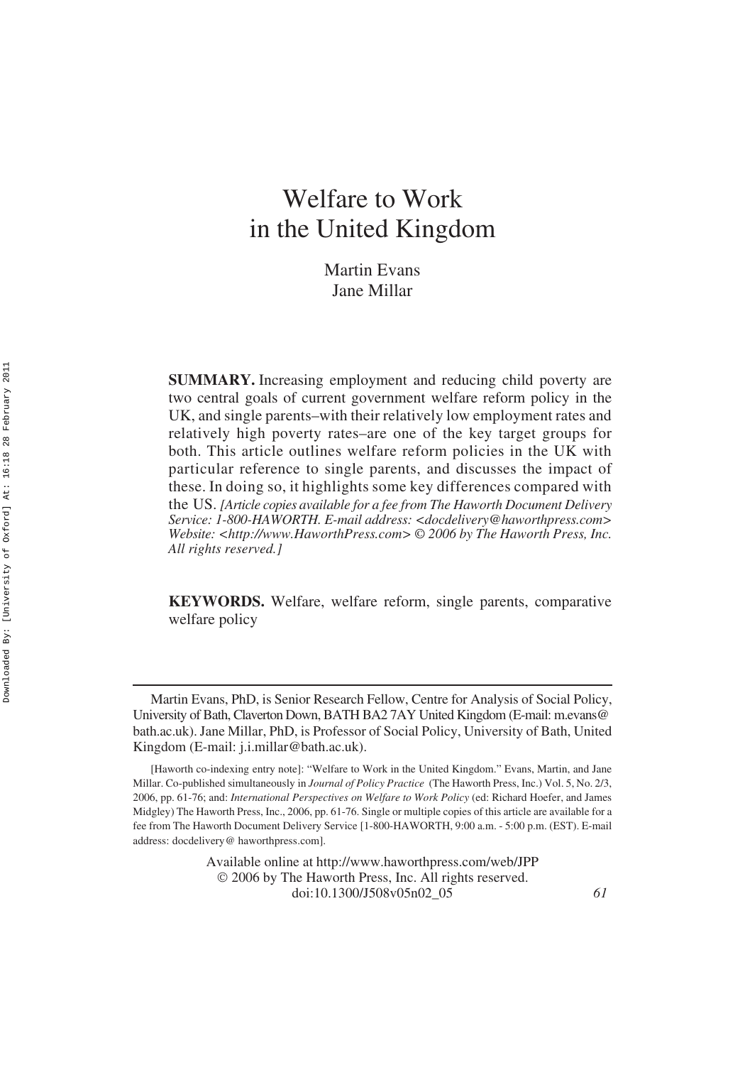# Welfare to Work in the United Kingdom

Martin Evans
Jane Millar

**SUMMARY.** Increasing employment and reducing child poverty are two central goals of current government welfare reform policy in the UK, and single parents–with their relatively low employment rates and relatively high poverty rates–are one of the key target groups for both. This article outlines welfare reform policies in the UK with particular reference to single parents, and discusses the impact of these. In doing so, it highlights some key differences compared with the US. *[Article copies available for a fee from The Haworth Document Delivery Service: 1-800-HAWORTH. E-mail address: <docdelivery@haworthpress.com> Website: <http://www.HaworthPress.com> © 2006 by The Haworth Press, Inc. All rights reserved.]*

**KEYWORDS.** Welfare, welfare reform, single parents, comparative welfare policy

---

Martin Evans, PhD, is Senior Research Fellow, Centre for Analysis of Social Policy, University of Bath, Claverton Down, BATH BA2 7AY United Kingdom (E-mail: m.evans@bath.ac.uk). Jane Millar, PhD, is Professor of Social Policy, University of Bath, United Kingdom (E-mail: j.i.millar@bath.ac.uk).

[Haworth co-indexing entry note]: "Welfare to Work in the United Kingdom." Evans, Martin, and Jane Millar. Co-published simultaneously in *Journal of Policy Practice* (The Haworth Press, Inc.) Vol. 5, No. 2/3, 2006, pp. 61-76; and: *International Perspectives on Welfare to Work Policy* (ed: Richard Hoefer, and James Midgley) The Haworth Press, Inc., 2006, pp. 61-76. Single or multiple copies of this article are available for a fee from The Haworth Document Delivery Service [1-800-HAWORTH, 9:00 a.m. - 5:00 p.m. (EST). E-mail address: docdelivery@haworthpress.com].

Available online at http://www.haworthpress.com/web/JPP
© 2006 by The Haworth Press, Inc. All rights reserved.
doi:10.1300/J508v05n02_05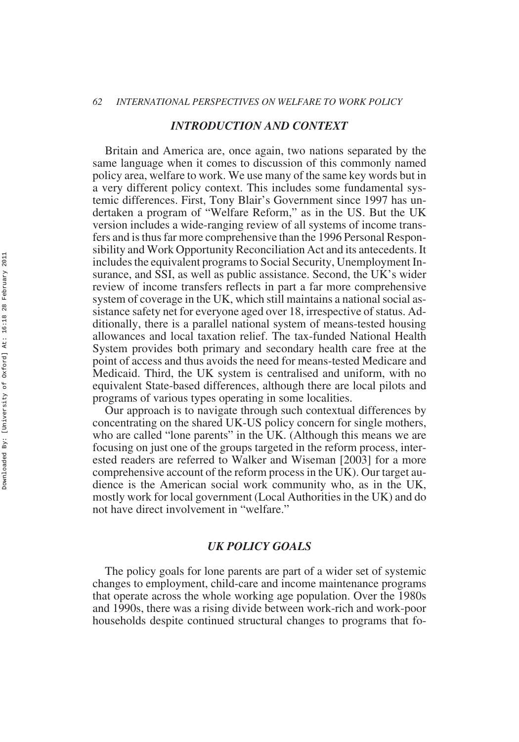## INTRODUCTION AND CONTEXT

Britain and America are, once again, two nations separated by the same language when it comes to discussion of this commonly named policy area, welfare to work. We use many of the same key words but in a very different policy context. This includes some fundamental systemic differences. First, Tony Blair's Government since 1997 has undertaken a program of "Welfare Reform," as in the US. But the UK version includes a wide-ranging review of all systems of income transfers and is thus far more comprehensive than the 1996 Personal Responsibility and Work Opportunity Reconciliation Act and its antecedents. It includes the equivalent programs to Social Security, Unemployment Insurance, and SSI, as well as public assistance. Second, the UK's wider review of income transfers reflects in part a far more comprehensive system of coverage in the UK, which still maintains a national social assistance safety net for everyone aged over 18, irrespective of status. Additionally, there is a parallel national system of means-tested housing allowances and local taxation relief. The tax-funded National Health System provides both primary and secondary health care free at the point of access and thus avoids the need for means-tested Medicare and Medicaid. Third, the UK system is centralised and uniform, with no equivalent State-based differences, although there are local pilots and programs of various types operating in some localities.

Our approach is to navigate through such contextual differences by concentrating on the shared UK-US policy concern for single mothers, who are called "lone parents" in the UK. (Although this means we are focusing on just one of the groups targeted in the reform process, interested readers are referred to Walker and Wiseman [2003] for a more comprehensive account of the reform process in the UK). Our target audience is the American social work community who, as in the UK, mostly work for local government (Local Authorities in the UK) and do not have direct involvement in "welfare."

## UK POLICY GOALS

The policy goals for lone parents are part of a wider set of systemic changes to employment, child-care and income maintenance programs that operate across the whole working age population. Over the 1980s and 1990s, there was a rising divide between work-rich and work-poor households despite continued structural changes to programs that fo-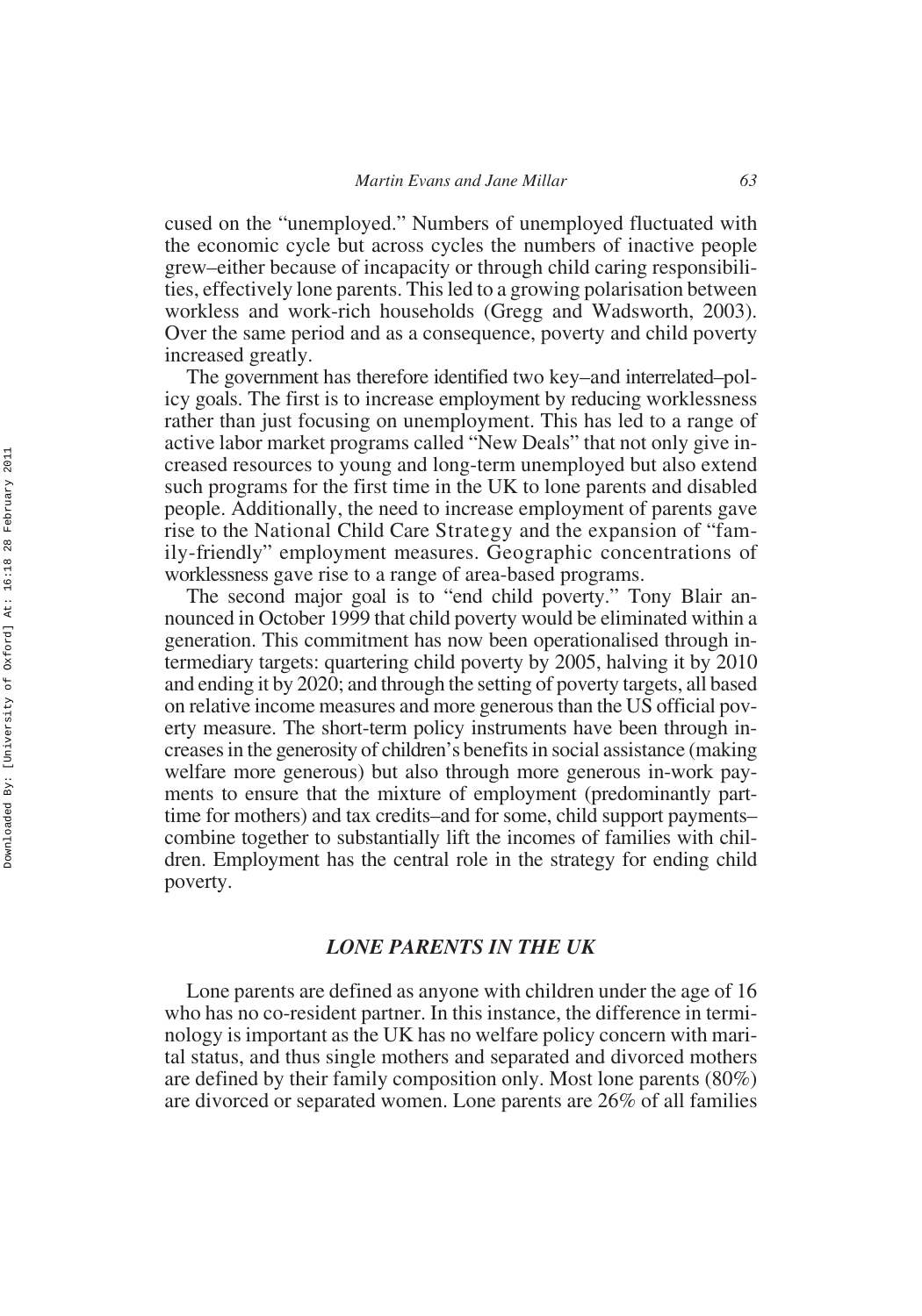cused on the "unemployed." Numbers of unemployed fluctuated with the economic cycle but across cycles the numbers of inactive people grew–either because of incapacity or through child caring responsibilities, effectively lone parents. This led to a growing polarisation between workless and work-rich households (Gregg and Wadsworth, 2003). Over the same period and as a consequence, poverty and child poverty increased greatly.

The government has therefore identified two key–and interrelated–policy goals. The first is to increase employment by reducing worklessness rather than just focusing on unemployment. This has led to a range of active labor market programs called "New Deals" that not only give increased resources to young and long-term unemployed but also extend such programs for the first time in the UK to lone parents and disabled people. Additionally, the need to increase employment of parents gave rise to the National Child Care Strategy and the expansion of "family-friendly" employment measures. Geographic concentrations of worklessness gave rise to a range of area-based programs.

The second major goal is to "end child poverty." Tony Blair announced in October 1999 that child poverty would be eliminated within a generation. This commitment has now been operationalised through intermediary targets: quartering child poverty by 2005, halving it by 2010 and ending it by 2020; and through the setting of poverty targets, all based on relative income measures and more generous than the US official poverty measure. The short-term policy instruments have been through increases in the generosity of children's benefits in social assistance (making welfare more generous) but also through more generous in-work payments to ensure that the mixture of employment (predominantly part-time for mothers) and tax credits–and for some, child support payments–combine together to substantially lift the incomes of families with children. Employment has the central role in the strategy for ending child poverty.

## *LONE PARENTS IN THE UK*

Lone parents are defined as anyone with children under the age of 16 who has no co-resident partner. In this instance, the difference in terminology is important as the UK has no welfare policy concern with marital status, and thus single mothers and separated and divorced mothers are defined by their family composition only. Most lone parents (80%) are divorced or separated women. Lone parents are 26% of all families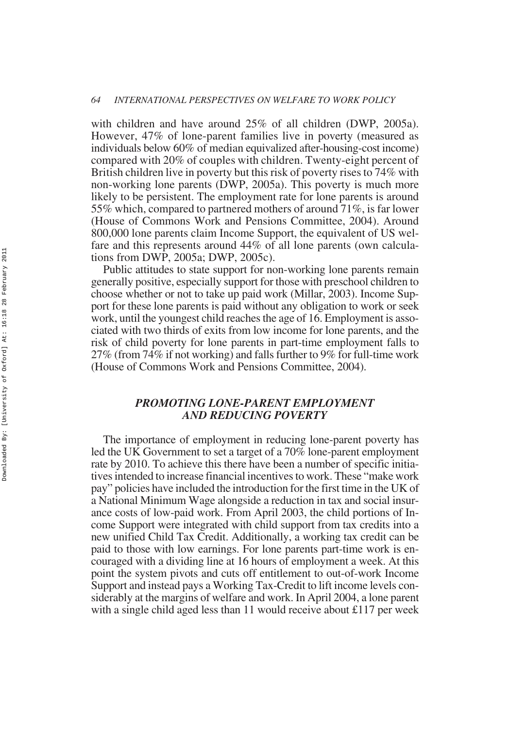with children and have around 25% of all children (DWP, 2005a). However, 47% of lone-parent families live in poverty (measured as individuals below 60% of median equivalized after-housing-cost income) compared with 20% of couples with children. Twenty-eight percent of British children live in poverty but this risk of poverty rises to 74% with non-working lone parents (DWP, 2005a). This poverty is much more likely to be persistent. The employment rate for lone parents is around 55% which, compared to partnered mothers of around 71%, is far lower (House of Commons Work and Pensions Committee, 2004). Around 800,000 lone parents claim Income Support, the equivalent of US welfare and this represents around 44% of all lone parents (own calculations from DWP, 2005a; DWP, 2005c).

Public attitudes to state support for non-working lone parents remain generally positive, especially support for those with preschool children to choose whether or not to take up paid work (Millar, 2003). Income Support for these lone parents is paid without any obligation to work or seek work, until the youngest child reaches the age of 16. Employment is associated with two thirds of exits from low income for lone parents, and the risk of child poverty for lone parents in part-time employment falls to 27% (from 74% if not working) and falls further to 9% for full-time work (House of Commons Work and Pensions Committee, 2004).

## *PROMOTING LONE-PARENT EMPLOYMENT AND REDUCING POVERTY*

The importance of employment in reducing lone-parent poverty has led the UK Government to set a target of a 70% lone-parent employment rate by 2010. To achieve this there have been a number of specific initiatives intended to increase financial incentives to work. These "make work pay" policies have included the introduction for the first time in the UK of a National Minimum Wage alongside a reduction in tax and social insurance costs of low-paid work. From April 2003, the child portions of Income Support were integrated with child support from tax credits into a new unified Child Tax Credit. Additionally, a working tax credit can be paid to those with low earnings. For lone parents part-time work is encouraged with a dividing line at 16 hours of employment a week. At this point the system pivots and cuts off entitlement to out-of-work Income Support and instead pays a Working Tax-Credit to lift income levels considerably at the margins of welfare and work. In April 2004, a lone parent with a single child aged less than 11 would receive about £117 per week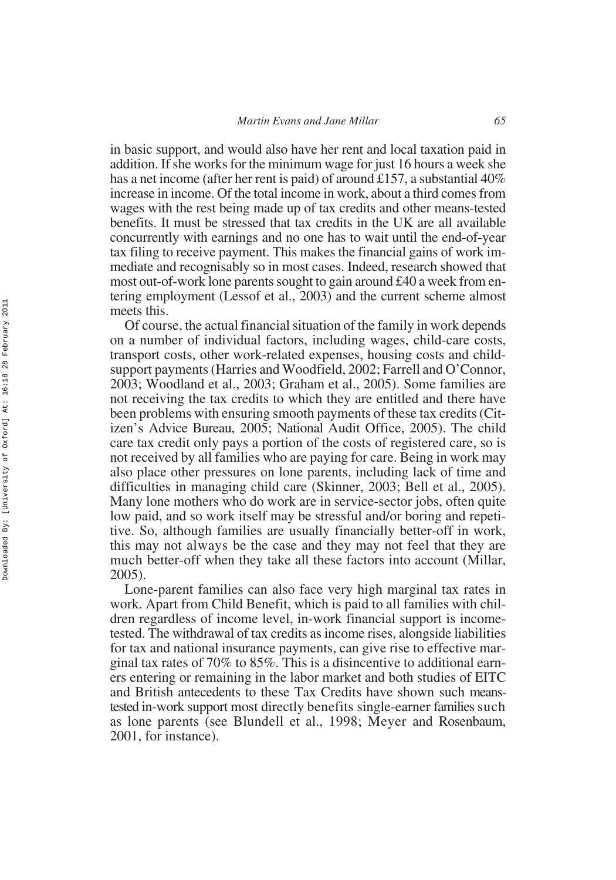in basic support, and would also have her rent and local taxation paid in addition. If she works for the minimum wage for just 16 hours a week she has a net income (after her rent is paid) of around £157, a substantial 40% increase in income. Of the total income in work, about a third comes from wages with the rest being made up of tax credits and other means-tested benefits. It must be stressed that tax credits in the UK are all available concurrently with earnings and no one has to wait until the end-of-year tax filing to receive payment. This makes the financial gains of work immediate and recognisably so in most cases. Indeed, research showed that most out-of-work lone parents sought to gain around £40 a week from entering employment (Lessof et al., 2003) and the current scheme almost meets this.

Of course, the actual financial situation of the family in work depends on a number of individual factors, including wages, child-care costs, transport costs, other work-related expenses, housing costs and child-support payments (Harries and Woodfield, 2002; Farrell and O'Connor, 2003; Woodland et al., 2003; Graham et al., 2005). Some families are not receiving the tax credits to which they are entitled and there have been problems with ensuring smooth payments of these tax credits (Citizen's Advice Bureau, 2005; National Audit Office, 2005). The child care tax credit only pays a portion of the costs of registered care, so is not received by all families who are paying for care. Being in work may also place other pressures on lone parents, including lack of time and difficulties in managing child care (Skinner, 2003; Bell et al., 2005). Many lone mothers who do work are in service-sector jobs, often quite low paid, and so work itself may be stressful and/or boring and repetitive. So, although families are usually financially better-off in work, this may not always be the case and they may not feel that they are much better-off when they take all these factors into account (Millar, 2005).

Lone-parent families can also face very high marginal tax rates in work. Apart from Child Benefit, which is paid to all families with children regardless of income level, in-work financial support is income-tested. The withdrawal of tax credits as income rises, alongside liabilities for tax and national insurance payments, can give rise to effective marginal tax rates of 70% to 85%. This is a disincentive to additional earners entering or remaining in the labor market and both studies of EITC and British antecedents to these Tax Credits have shown such means-tested in-work support most directly benefits single-earner families such as lone parents (see Blundell et al., 1998; Meyer and Rosenbaum, 2001, for instance).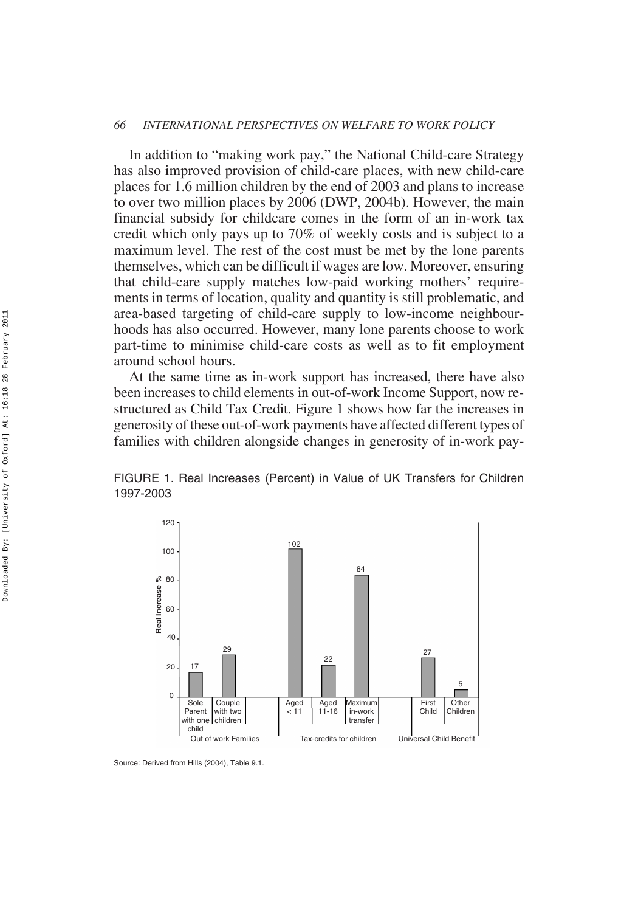In addition to "making work pay," the National Child-care Strategy has also improved provision of child-care places, with new child-care places for 1.6 million children by the end of 2003 and plans to increase to over two million places by 2006 (DWP, 2004b). However, the main financial subsidy for childcare comes in the form of an in-work tax credit which only pays up to 70% of weekly costs and is subject to a maximum level. The rest of the cost must be met by the lone parents themselves, which can be difficult if wages are low. Moreover, ensuring that child-care supply matches low-paid working mothers' requirements in terms of location, quality and quantity is still problematic, and area-based targeting of child-care supply to low-income neighbourhoods has also occurred. However, many lone parents choose to work part-time to minimise child-care costs as well as to fit employment around school hours.

At the same time as in-work support has increased, there have also been increases to child elements in out-of-work Income Support, now restructured as Child Tax Credit. Figure 1 shows how far the increases in generosity of these out-of-work payments have affected different types of families with children alongside changes in generosity of in-work pay-

FIGURE 1. Real Increases (Percent) in Value of UK Transfers for Children 1997-2003

| Group | Category | Real Increase % |
|---|---|---|
| Out of work Families | Sole Parent with one child | 17 |
| | Couple with two children | 29 |
| Tax-credits for children | Aged < 11 | 102 |
| | Aged 11-16 | 22 |
| | Maximum in-work transfer | 84 |
| Universal Child Benefit | First Child | 27 |
| | Other Children | 5 |

Source: Derived from Hills (2004), Table 9.1.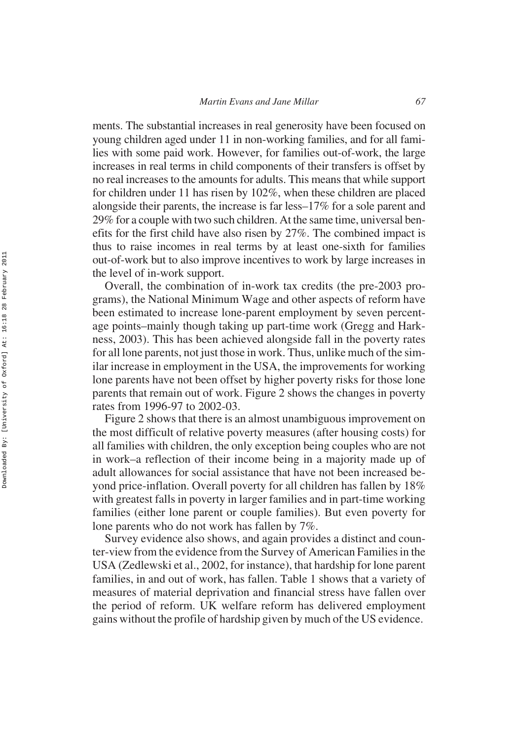ments. The substantial increases in real generosity have been focused on young children aged under 11 in non-working families, and for all families with some paid work. However, for families out-of-work, the large increases in real terms in child components of their transfers is offset by no real increases to the amounts for adults. This means that while support for children under 11 has risen by 102%, when these children are placed alongside their parents, the increase is far less–17% for a sole parent and 29% for a couple with two such children. At the same time, universal benefits for the first child have also risen by 27%. The combined impact is thus to raise incomes in real terms by at least one-sixth for families out-of-work but to also improve incentives to work by large increases in the level of in-work support.

Overall, the combination of in-work tax credits (the pre-2003 programs), the National Minimum Wage and other aspects of reform have been estimated to increase lone-parent employment by seven percentage points–mainly though taking up part-time work (Gregg and Harkness, 2003). This has been achieved alongside fall in the poverty rates for all lone parents, not just those in work. Thus, unlike much of the similar increase in employment in the USA, the improvements for working lone parents have not been offset by higher poverty risks for those lone parents that remain out of work. Figure 2 shows the changes in poverty rates from 1996-97 to 2002-03.

Figure 2 shows that there is an almost unambiguous improvement on the most difficult of relative poverty measures (after housing costs) for all families with children, the only exception being couples who are not in work–a reflection of their income being in a majority made up of adult allowances for social assistance that have not been increased beyond price-inflation. Overall poverty for all children has fallen by 18% with greatest falls in poverty in larger families and in part-time working families (either lone parent or couple families). But even poverty for lone parents who do not work has fallen by 7%.

Survey evidence also shows, and again provides a distinct and counter-view from the evidence from the Survey of American Families in the USA (Zedlewski et al., 2002, for instance), that hardship for lone parent families, in and out of work, has fallen. Table 1 shows that a variety of measures of material deprivation and financial stress have fallen over the period of reform. UK welfare reform has delivered employment gains without the profile of hardship given by much of the US evidence.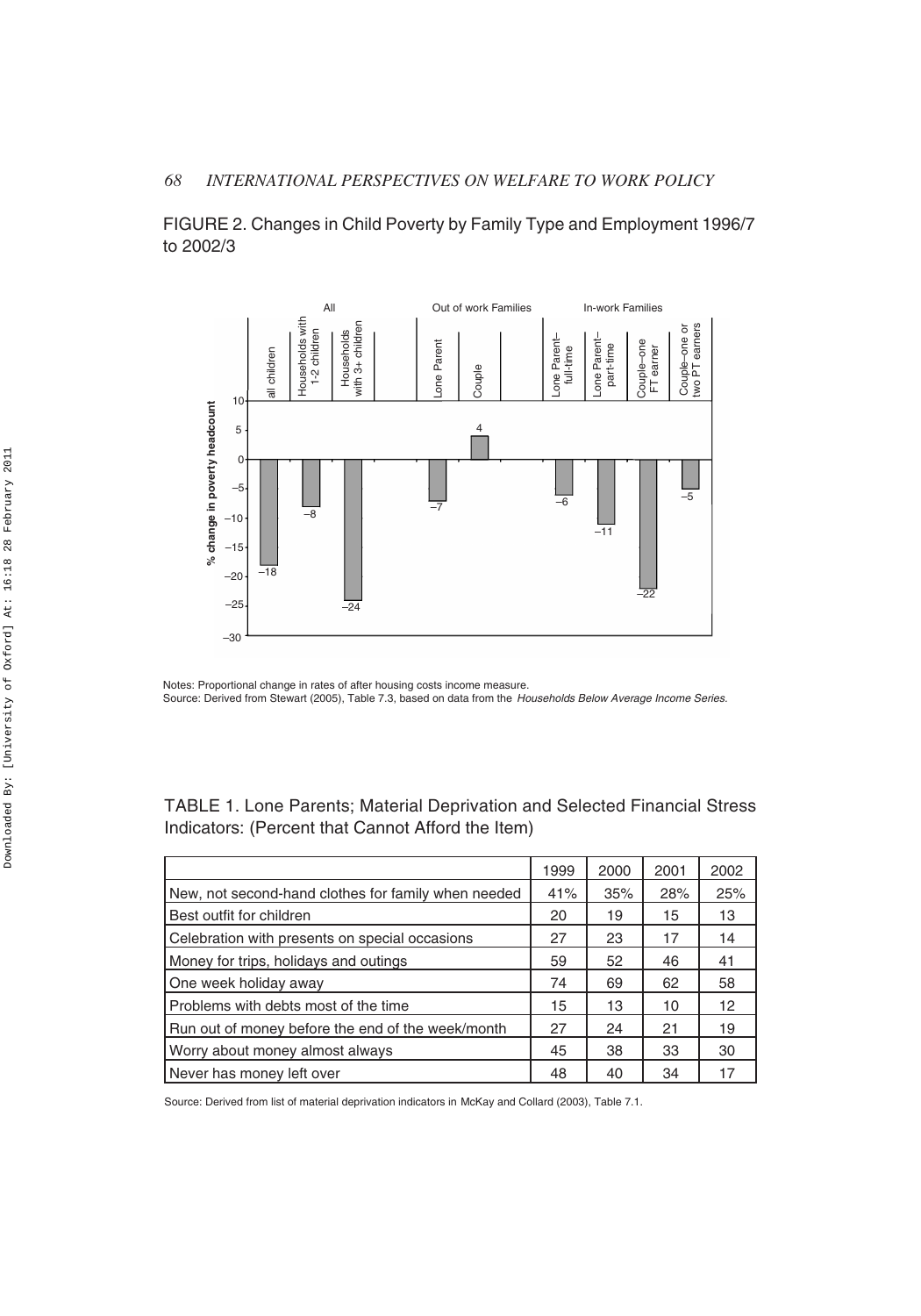FIGURE 2. Changes in Child Poverty by Family Type and Employment 1996/7 to 2002/3

| | All | | | Out of work Families | | In-work Families | | | |
|---|---|---|---|---|---|---|---|---|---|
| | all children | Households with 1-2 children | Households with 3+ children | Lone Parent | Couple | Lone Parent–full-time | Lone Parent–part-time | Couple–one FT earner | Couple–one or two PT earners |
| % change in poverty headcount | –18 | –8 | –24 | –7 | 4 | –6 | –11 | –22 | –5 |

Notes: Proportional change in rates of after housing costs income measure.
Source: Derived from Stewart (2005), Table 7.3, based on data from the *Households Below Average Income Series.*

TABLE 1. Lone Parents; Material Deprivation and Selected Financial Stress Indicators: (Percent that Cannot Afford the Item)

| | 1999 | 2000 | 2001 | 2002 |
|---|---|---|---|---|
| New, not second-hand clothes for family when needed | 41% | 35% | 28% | 25% |
| Best outfit for children | 20 | 19 | 15 | 13 |
| Celebration with presents on special occasions | 27 | 23 | 17 | 14 |
| Money for trips, holidays and outings | 59 | 52 | 46 | 41 |
| One week holiday away | 74 | 69 | 62 | 58 |
| Problems with debts most of the time | 15 | 13 | 10 | 12 |
| Run out of money before the end of the week/month | 27 | 24 | 21 | 19 |
| Worry about money almost always | 45 | 38 | 33 | 30 |
| Never has money left over | 48 | 40 | 34 | 17 |

Source: Derived from list of material deprivation indicators in McKay and Collard (2003), Table 7.1.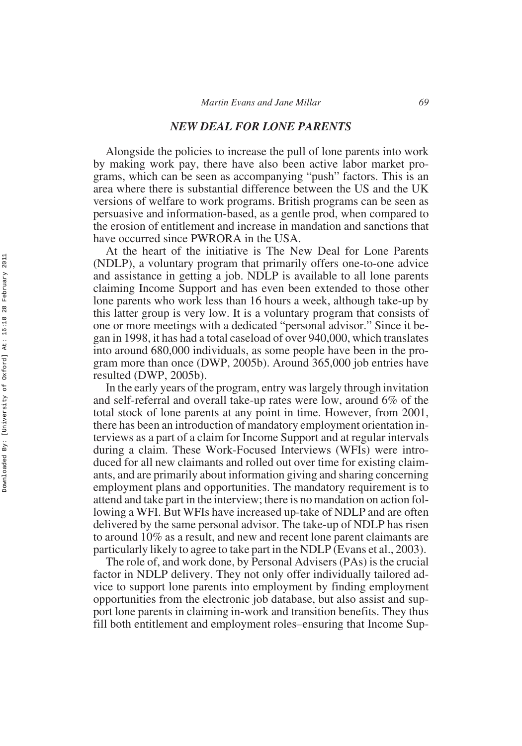## *NEW DEAL FOR LONE PARENTS*

Alongside the policies to increase the pull of lone parents into work by making work pay, there have also been active labor market programs, which can be seen as accompanying "push" factors. This is an area where there is substantial difference between the US and the UK versions of welfare to work programs. British programs can be seen as persuasive and information-based, as a gentle prod, when compared to the erosion of entitlement and increase in mandation and sanctions that have occurred since PWRORA in the USA.

At the heart of the initiative is The New Deal for Lone Parents (NDLP), a voluntary program that primarily offers one-to-one advice and assistance in getting a job. NDLP is available to all lone parents claiming Income Support and has even been extended to those other lone parents who work less than 16 hours a week, although take-up by this latter group is very low. It is a voluntary program that consists of one or more meetings with a dedicated "personal advisor." Since it began in 1998, it has had a total caseload of over 940,000, which translates into around 680,000 individuals, as some people have been in the program more than once (DWP, 2005b). Around 365,000 job entries have resulted (DWP, 2005b).

In the early years of the program, entry was largely through invitation and self-referral and overall take-up rates were low, around 6% of the total stock of lone parents at any point in time. However, from 2001, there has been an introduction of mandatory employment orientation interviews as a part of a claim for Income Support and at regular intervals during a claim. These Work-Focused Interviews (WFIs) were introduced for all new claimants and rolled out over time for existing claimants, and are primarily about information giving and sharing concerning employment plans and opportunities. The mandatory requirement is to attend and take part in the interview; there is no mandation on action following a WFI. But WFIs have increased up-take of NDLP and are often delivered by the same personal advisor. The take-up of NDLP has risen to around 10% as a result, and new and recent lone parent claimants are particularly likely to agree to take part in the NDLP (Evans et al., 2003).

The role of, and work done, by Personal Advisers (PAs) is the crucial factor in NDLP delivery. They not only offer individually tailored advice to support lone parents into employment by finding employment opportunities from the electronic job database, but also assist and support lone parents in claiming in-work and transition benefits. They thus fill both entitlement and employment roles–ensuring that Income Sup-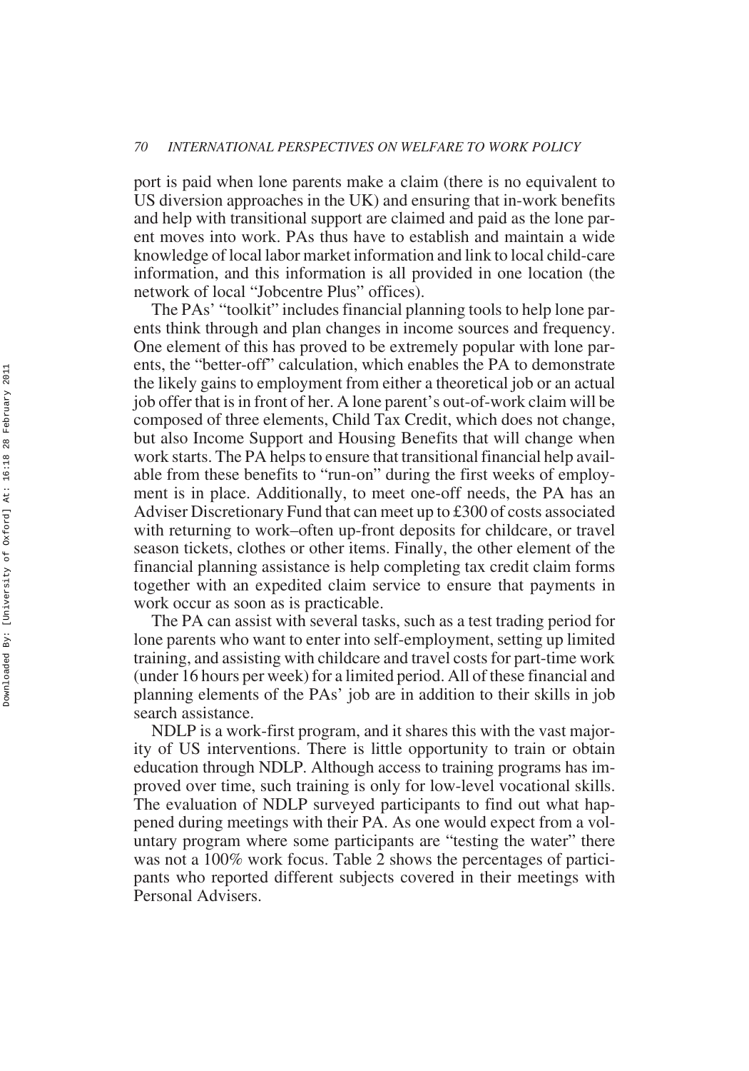port is paid when lone parents make a claim (there is no equivalent to US diversion approaches in the UK) and ensuring that in-work benefits and help with transitional support are claimed and paid as the lone parent moves into work. PAs thus have to establish and maintain a wide knowledge of local labor market information and link to local child-care information, and this information is all provided in one location (the network of local "Jobcentre Plus" offices).

The PAs' "toolkit" includes financial planning tools to help lone parents think through and plan changes in income sources and frequency. One element of this has proved to be extremely popular with lone parents, the "better-off" calculation, which enables the PA to demonstrate the likely gains to employment from either a theoretical job or an actual job offer that is in front of her. A lone parent's out-of-work claim will be composed of three elements, Child Tax Credit, which does not change, but also Income Support and Housing Benefits that will change when work starts. The PA helps to ensure that transitional financial help available from these benefits to "run-on" during the first weeks of employment is in place. Additionally, to meet one-off needs, the PA has an Adviser Discretionary Fund that can meet up to £300 of costs associated with returning to work–often up-front deposits for childcare, or travel season tickets, clothes or other items. Finally, the other element of the financial planning assistance is help completing tax credit claim forms together with an expedited claim service to ensure that payments in work occur as soon as is practicable.

The PA can assist with several tasks, such as a test trading period for lone parents who want to enter into self-employment, setting up limited training, and assisting with childcare and travel costs for part-time work (under 16 hours per week) for a limited period. All of these financial and planning elements of the PAs' job are in addition to their skills in job search assistance.

NDLP is a work-first program, and it shares this with the vast majority of US interventions. There is little opportunity to train or obtain education through NDLP. Although access to training programs has improved over time, such training is only for low-level vocational skills. The evaluation of NDLP surveyed participants to find out what happened during meetings with their PA. As one would expect from a voluntary program where some participants are "testing the water" there was not a 100% work focus. Table 2 shows the percentages of participants who reported different subjects covered in their meetings with Personal Advisers.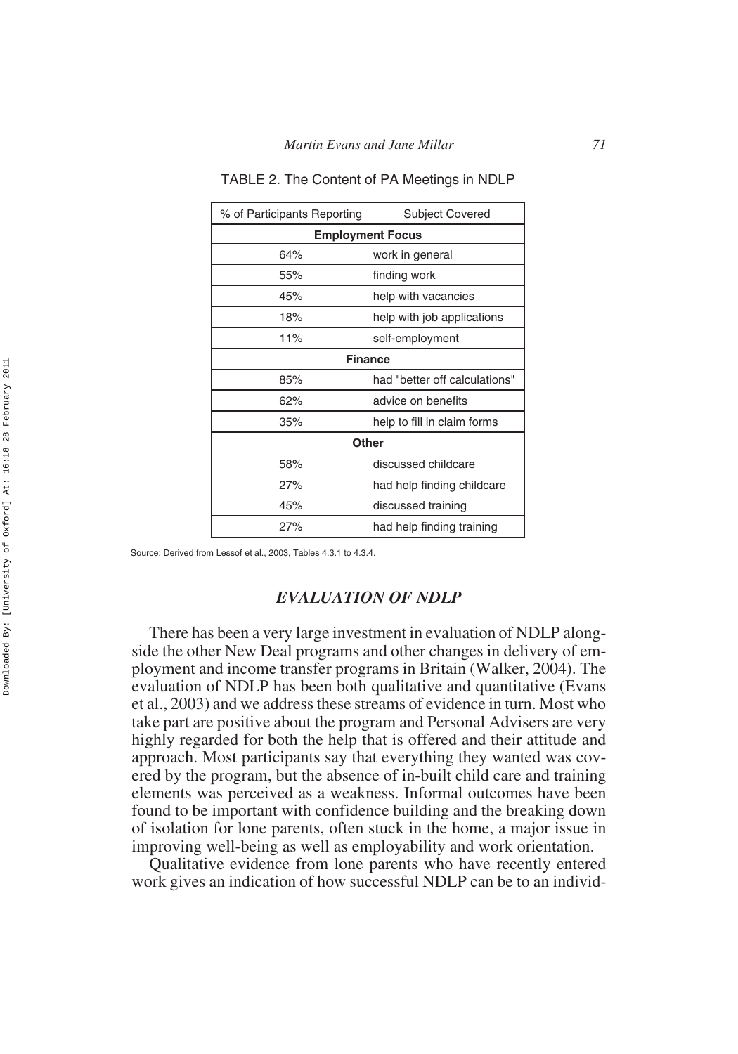TABLE 2. The Content of PA Meetings in NDLP

| % of Participants Reporting | Subject Covered |
|---|---|
| **Employment Focus** | |
| 64% | work in general |
| 55% | finding work |
| 45% | help with vacancies |
| 18% | help with job applications |
| 11% | self-employment |
| **Finance** | |
| 85% | had "better off calculations" |
| 62% | advice on benefits |
| 35% | help to fill in claim forms |
| **Other** | |
| 58% | discussed childcare |
| 27% | had help finding childcare |
| 45% | discussed training |
| 27% | had help finding training |

Source: Derived from Lessof et al., 2003, Tables 4.3.1 to 4.3.4.

## *EVALUATION OF NDLP*

There has been a very large investment in evaluation of NDLP alongside the other New Deal programs and other changes in delivery of employment and income transfer programs in Britain (Walker, 2004). The evaluation of NDLP has been both qualitative and quantitative (Evans et al., 2003) and we address these streams of evidence in turn. Most who take part are positive about the program and Personal Advisers are very highly regarded for both the help that is offered and their attitude and approach. Most participants say that everything they wanted was covered by the program, but the absence of in-built child care and training elements was perceived as a weakness. Informal outcomes have been found to be important with confidence building and the breaking down of isolation for lone parents, often stuck in the home, a major issue in improving well-being as well as employability and work orientation.

Qualitative evidence from lone parents who have recently entered work gives an indication of how successful NDLP can be to an individ-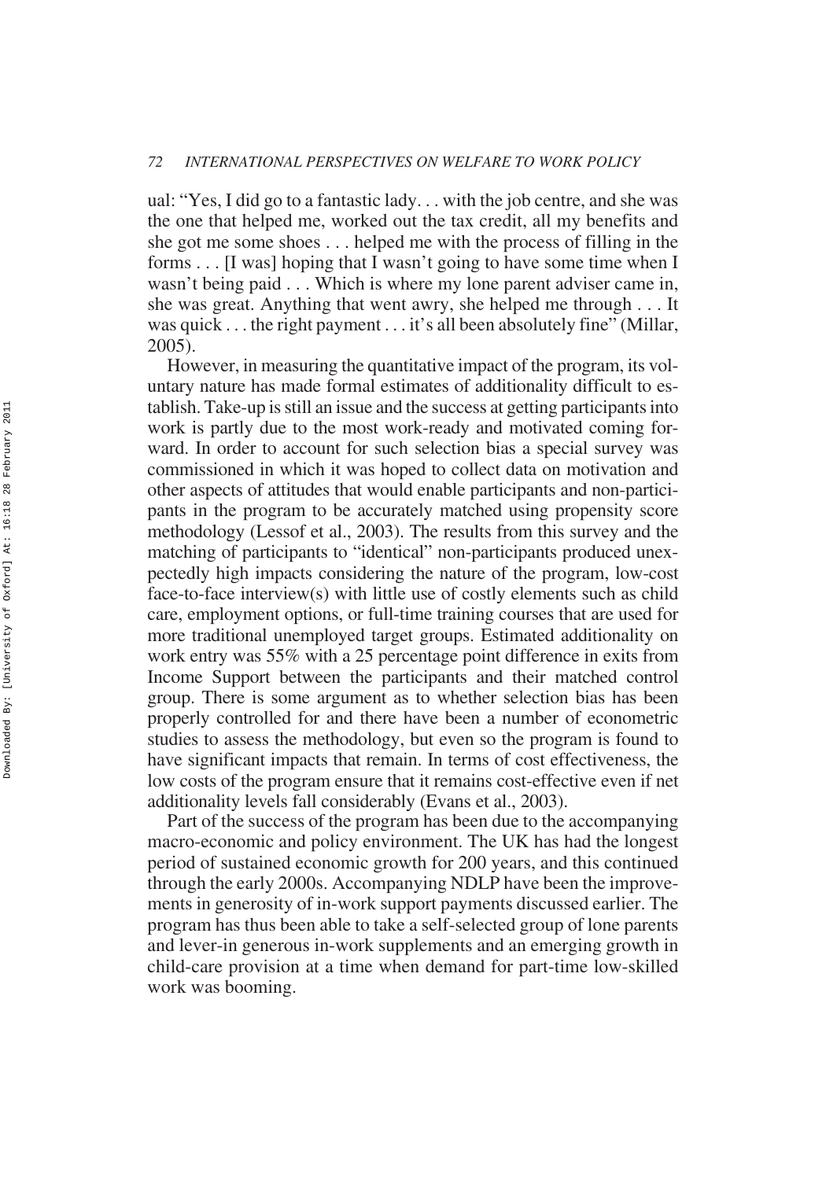ual: "Yes, I did go to a fantastic lady. . . with the job centre, and she was the one that helped me, worked out the tax credit, all my benefits and she got me some shoes . . . helped me with the process of filling in the forms . . . [I was] hoping that I wasn't going to have some time when I wasn't being paid . . . Which is where my lone parent adviser came in, she was great. Anything that went awry, she helped me through . . . It was quick . . . the right payment . . . it's all been absolutely fine" (Millar, 2005).

However, in measuring the quantitative impact of the program, its voluntary nature has made formal estimates of additionality difficult to establish. Take-up is still an issue and the success at getting participants into work is partly due to the most work-ready and motivated coming forward. In order to account for such selection bias a special survey was commissioned in which it was hoped to collect data on motivation and other aspects of attitudes that would enable participants and non-participants in the program to be accurately matched using propensity score methodology (Lessof et al., 2003). The results from this survey and the matching of participants to "identical" non-participants produced unexpectedly high impacts considering the nature of the program, low-cost face-to-face interview(s) with little use of costly elements such as child care, employment options, or full-time training courses that are used for more traditional unemployed target groups. Estimated additionality on work entry was 55% with a 25 percentage point difference in exits from Income Support between the participants and their matched control group. There is some argument as to whether selection bias has been properly controlled for and there have been a number of econometric studies to assess the methodology, but even so the program is found to have significant impacts that remain. In terms of cost effectiveness, the low costs of the program ensure that it remains cost-effective even if net additionality levels fall considerably (Evans et al., 2003).

Part of the success of the program has been due to the accompanying macro-economic and policy environment. The UK has had the longest period of sustained economic growth for 200 years, and this continued through the early 2000s. Accompanying NDLP have been the improvements in generosity of in-work support payments discussed earlier. The program has thus been able to take a self-selected group of lone parents and lever-in generous in-work supplements and an emerging growth in child-care provision at a time when demand for part-time low-skilled work was booming.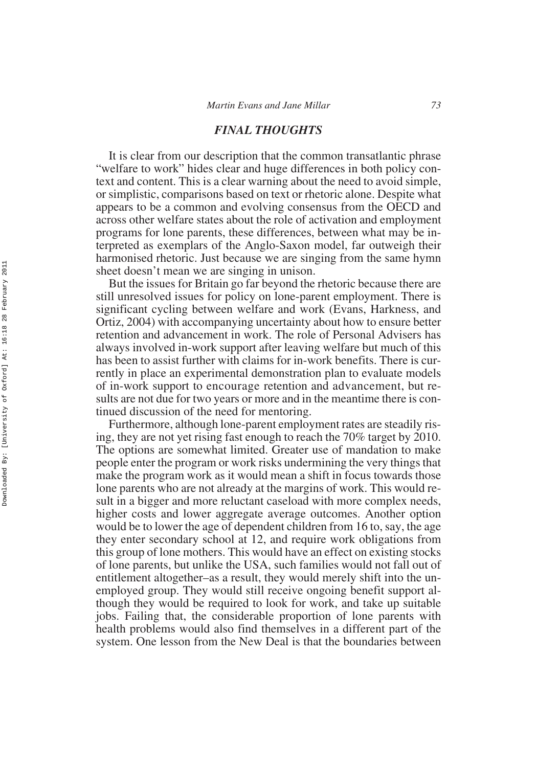## *FINAL THOUGHTS*

It is clear from our description that the common transatlantic phrase "welfare to work" hides clear and huge differences in both policy context and content. This is a clear warning about the need to avoid simple, or simplistic, comparisons based on text or rhetoric alone. Despite what appears to be a common and evolving consensus from the OECD and across other welfare states about the role of activation and employment programs for lone parents, these differences, between what may be interpreted as exemplars of the Anglo-Saxon model, far outweigh their harmonised rhetoric. Just because we are singing from the same hymn sheet doesn't mean we are singing in unison.

But the issues for Britain go far beyond the rhetoric because there are still unresolved issues for policy on lone-parent employment. There is significant cycling between welfare and work (Evans, Harkness, and Ortiz, 2004) with accompanying uncertainty about how to ensure better retention and advancement in work. The role of Personal Advisers has always involved in-work support after leaving welfare but much of this has been to assist further with claims for in-work benefits. There is currently in place an experimental demonstration plan to evaluate models of in-work support to encourage retention and advancement, but results are not due for two years or more and in the meantime there is continued discussion of the need for mentoring.

Furthermore, although lone-parent employment rates are steadily rising, they are not yet rising fast enough to reach the 70% target by 2010. The options are somewhat limited. Greater use of mandation to make people enter the program or work risks undermining the very things that make the program work as it would mean a shift in focus towards those lone parents who are not already at the margins of work. This would result in a bigger and more reluctant caseload with more complex needs, higher costs and lower aggregate average outcomes. Another option would be to lower the age of dependent children from 16 to, say, the age they enter secondary school at 12, and require work obligations from this group of lone mothers. This would have an effect on existing stocks of lone parents, but unlike the USA, such families would not fall out of entitlement altogether–as a result, they would merely shift into the unemployed group. They would still receive ongoing benefit support although they would be required to look for work, and take up suitable jobs. Failing that, the considerable proportion of lone parents with health problems would also find themselves in a different part of the system. One lesson from the New Deal is that the boundaries between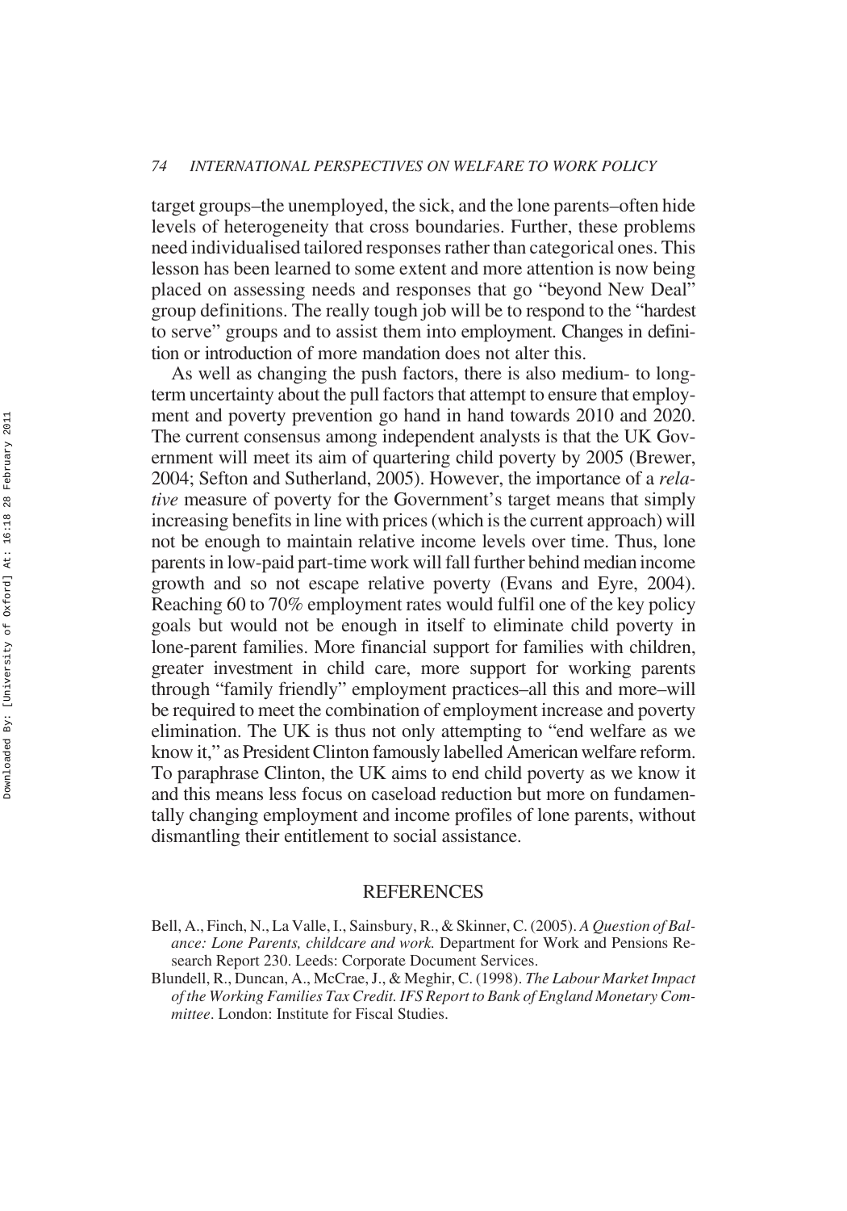target groups–the unemployed, the sick, and the lone parents–often hide levels of heterogeneity that cross boundaries. Further, these problems need individualised tailored responses rather than categorical ones. This lesson has been learned to some extent and more attention is now being placed on assessing needs and responses that go "beyond New Deal" group definitions. The really tough job will be to respond to the "hardest to serve" groups and to assist them into employment. Changes in definition or introduction of more mandation does not alter this.

As well as changing the push factors, there is also medium- to long-term uncertainty about the pull factors that attempt to ensure that employment and poverty prevention go hand in hand towards 2010 and 2020. The current consensus among independent analysts is that the UK Government will meet its aim of quartering child poverty by 2005 (Brewer, 2004; Sefton and Sutherland, 2005). However, the importance of a *relative* measure of poverty for the Government's target means that simply increasing benefits in line with prices (which is the current approach) will not be enough to maintain relative income levels over time. Thus, lone parents in low-paid part-time work will fall further behind median income growth and so not escape relative poverty (Evans and Eyre, 2004). Reaching 60 to 70% employment rates would fulfil one of the key policy goals but would not be enough in itself to eliminate child poverty in lone-parent families. More financial support for families with children, greater investment in child care, more support for working parents through "family friendly" employment practices–all this and more–will be required to meet the combination of employment increase and poverty elimination. The UK is thus not only attempting to "end welfare as we know it," as President Clinton famously labelled American welfare reform. To paraphrase Clinton, the UK aims to end child poverty as we know it and this means less focus on caseload reduction but more on fundamentally changing employment and income profiles of lone parents, without dismantling their entitlement to social assistance.

## REFERENCES

Bell, A., Finch, N., La Valle, I., Sainsbury, R., & Skinner, C. (2005). *A Question of Balance: Lone Parents, childcare and work.* Department for Work and Pensions Research Report 230. Leeds: Corporate Document Services.

Blundell, R., Duncan, A., McCrae, J., & Meghir, C. (1998). *The Labour Market Impact of the Working Families Tax Credit. IFS Report to Bank of England Monetary Committee*. London: Institute for Fiscal Studies.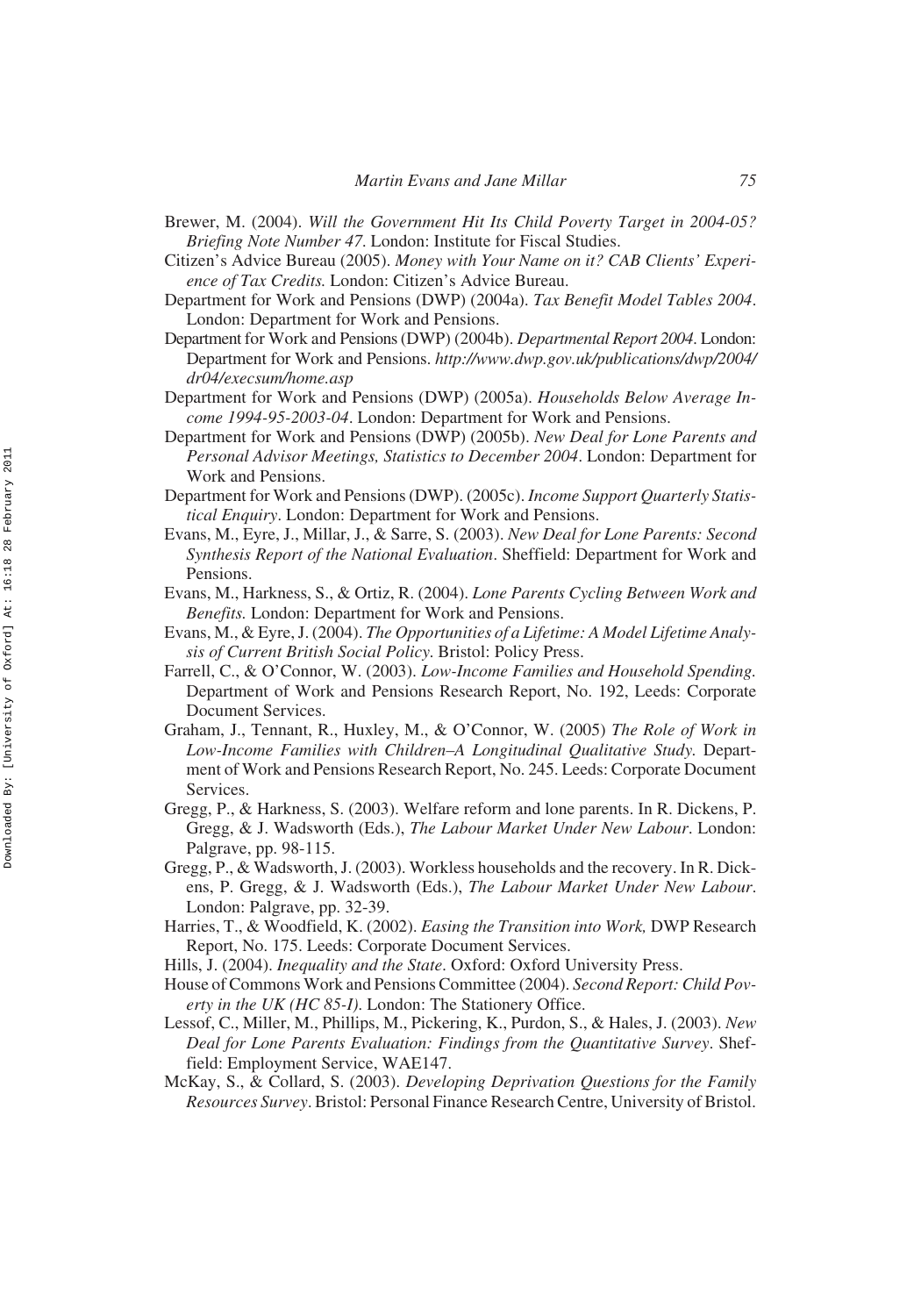Brewer, M. (2004). *Will the Government Hit Its Child Poverty Target in 2004-05? Briefing Note Number 47*. London: Institute for Fiscal Studies.

Citizen's Advice Bureau (2005). *Money with Your Name on it? CAB Clients' Experience of Tax Credits.* London: Citizen's Advice Bureau.

Department for Work and Pensions (DWP) (2004a). *Tax Benefit Model Tables 2004*. London: Department for Work and Pensions.

Department for Work and Pensions (DWP) (2004b). *Departmental Report 2004*. London: Department for Work and Pensions. *http://www.dwp.gov.uk/publications/dwp/2004/dr04/execsum/home.asp*

Department for Work and Pensions (DWP) (2005a). *Households Below Average Income 1994-95-2003-04*. London: Department for Work and Pensions.

Department for Work and Pensions (DWP) (2005b). *New Deal for Lone Parents and Personal Advisor Meetings, Statistics to December 2004*. London: Department for Work and Pensions.

Department for Work and Pensions (DWP). (2005c). *Income Support Quarterly Statistical Enquiry*. London: Department for Work and Pensions.

Evans, M., Eyre, J., Millar, J., & Sarre, S. (2003). *New Deal for Lone Parents: Second Synthesis Report of the National Evaluation*. Sheffield: Department for Work and Pensions.

Evans, M., Harkness, S., & Ortiz, R. (2004). *Lone Parents Cycling Between Work and Benefits.* London: Department for Work and Pensions.

Evans, M., & Eyre, J. (2004). *The Opportunities of a Lifetime: A Model Lifetime Analysis of Current British Social Policy*. Bristol: Policy Press.

Farrell, C., & O'Connor, W. (2003). *Low-Income Families and Household Spending.* Department of Work and Pensions Research Report, No. 192, Leeds: Corporate Document Services.

Graham, J., Tennant, R., Huxley, M., & O'Connor, W. (2005) *The Role of Work in Low-Income Families with Children–A Longitudinal Qualitative Study.* Department of Work and Pensions Research Report, No. 245. Leeds: Corporate Document Services.

Gregg, P., & Harkness, S. (2003). Welfare reform and lone parents. In R. Dickens, P. Gregg, & J. Wadsworth (Eds.), *The Labour Market Under New Labour*. London: Palgrave, pp. 98-115.

Gregg, P., & Wadsworth, J. (2003). Workless households and the recovery. In R. Dickens, P. Gregg, & J. Wadsworth (Eds.), *The Labour Market Under New Labour*. London: Palgrave, pp. 32-39.

Harries, T., & Woodfield, K. (2002). *Easing the Transition into Work,* DWP Research Report, No. 175. Leeds: Corporate Document Services.

Hills, J. (2004). *Inequality and the State*. Oxford: Oxford University Press.

House of Commons Work and Pensions Committee (2004). *Second Report: Child Poverty in the UK (HC 85-I)*. London: The Stationery Office.

Lessof, C., Miller, M., Phillips, M., Pickering, K., Purdon, S., & Hales, J. (2003). *New Deal for Lone Parents Evaluation: Findings from the Quantitative Survey*. Sheffield: Employment Service, WAE147.

McKay, S., & Collard, S. (2003). *Developing Deprivation Questions for the Family Resources Survey*. Bristol: Personal Finance Research Centre, University of Bristol.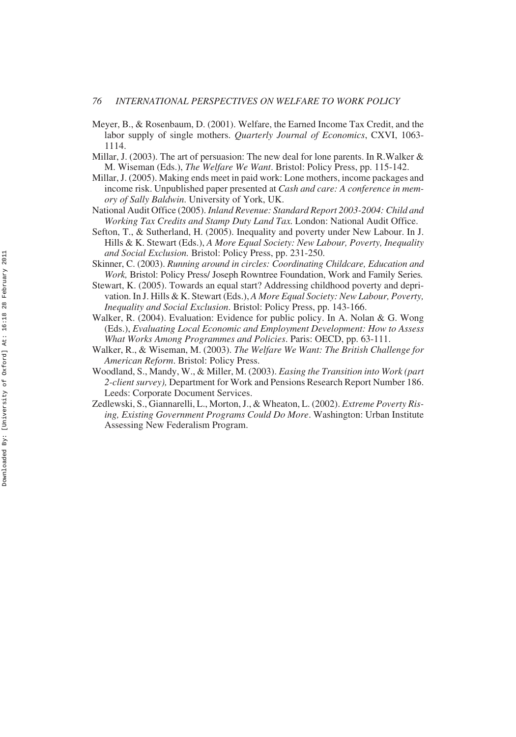Meyer, B., & Rosenbaum, D. (2001). Welfare, the Earned Income Tax Credit, and the labor supply of single mothers. *Quarterly Journal of Economics*, CXVI, 1063-1114.

Millar, J. (2003). The art of persuasion: The new deal for lone parents. In R.Walker & M. Wiseman (Eds.), *The Welfare We Want*. Bristol: Policy Press, pp. 115-142.

Millar, J. (2005). Making ends meet in paid work: Lone mothers, income packages and income risk. Unpublished paper presented at *Cash and care: A conference in memory of Sally Baldwin*. University of York, UK.

National Audit Office (2005). *Inland Revenue: Standard Report 2003-2004: Child and Working Tax Credits and Stamp Duty Land Tax*. London: National Audit Office.

Sefton, T., & Sutherland, H. (2005). Inequality and poverty under New Labour. In J. Hills & K. Stewart (Eds.), *A More Equal Society: New Labour, Poverty, Inequality and Social Exclusion.* Bristol: Policy Press, pp. 231-250.

Skinner, C. (2003). *Running around in circles: Coordinating Childcare, Education and Work,* Bristol: Policy Press/ Joseph Rowntree Foundation, Work and Family Series*.*

Stewart, K. (2005). Towards an equal start? Addressing childhood poverty and deprivation. In J. Hills & K. Stewart (Eds.), *A More Equal Society: New Labour, Poverty, Inequality and Social Exclusion*. Bristol: Policy Press, pp. 143-166.

Walker, R. (2004). Evaluation: Evidence for public policy. In A. Nolan & G. Wong (Eds.), *Evaluating Local Economic and Employment Development: How to Assess What Works Among Programmes and Policies*. Paris: OECD, pp. 63-111.

Walker, R., & Wiseman, M. (2003). *The Welfare We Want: The British Challenge for American Reform*. Bristol: Policy Press.

Woodland, S., Mandy, W., & Miller, M. (2003). *Easing the Transition into Work (part 2-client survey),* Department for Work and Pensions Research Report Number 186. Leeds: Corporate Document Services.

Zedlewski, S., Giannarelli, L., Morton, J., & Wheaton, L. (2002). *Extreme Poverty Rising, Existing Government Programs Could Do More*. Washington: Urban Institute Assessing New Federalism Program.